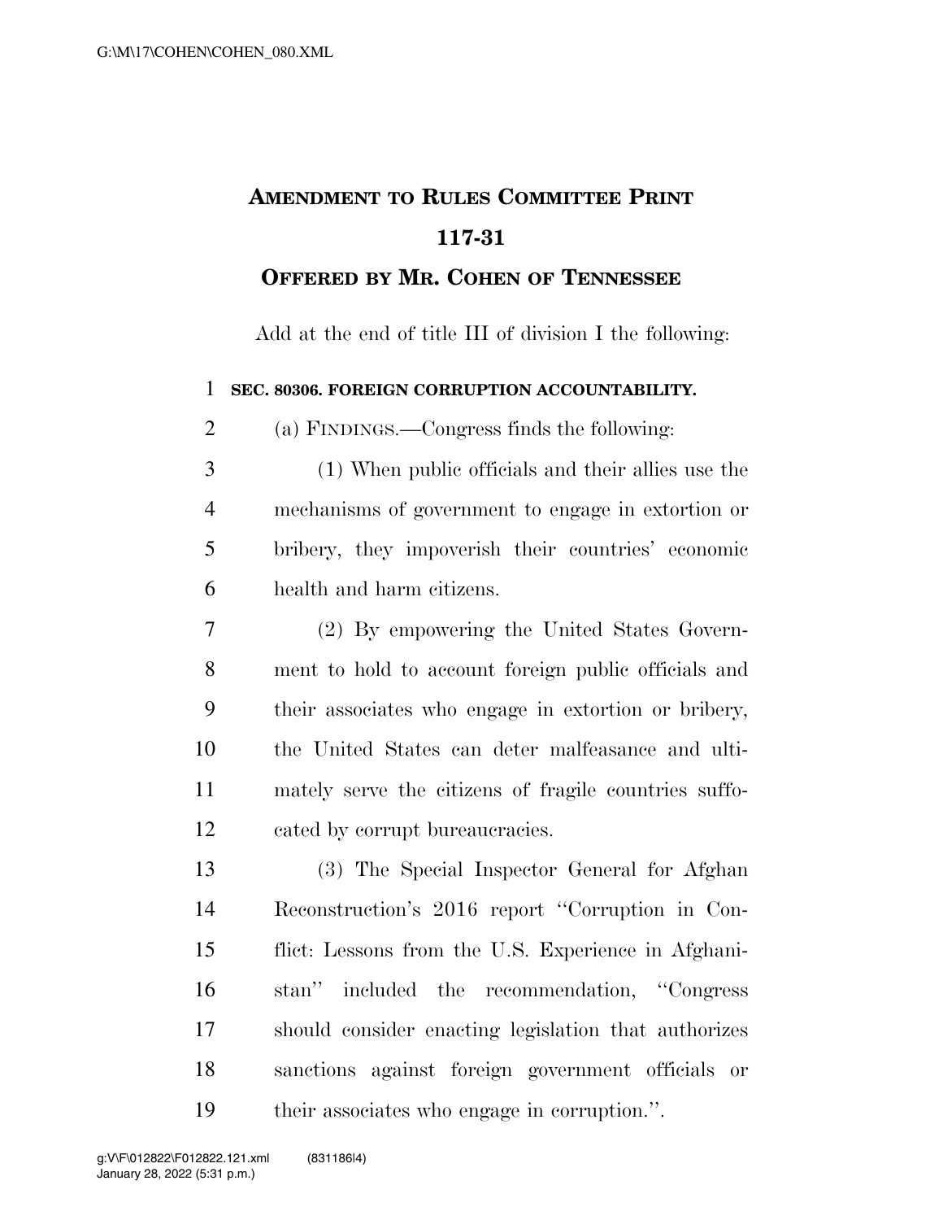# AMENDMENT TO RULES COMMITTEE PRINT 117-31

## OFFERED BY MR. COHEN OF TENNESSEE

Add at the end of title III of division I the following:

**SEC. 80306. FOREIGN CORRUPTION ACCOUNTABILITY.**

(a) FINDINGS.—Congress finds the following:

(1) When public officials and their allies use the mechanisms of government to engage in extortion or bribery, they impoverish their countries' economic health and harm citizens.

(2) By empowering the United States Government to hold to account foreign public officials and their associates who engage in extortion or bribery, the United States can deter malfeasance and ultimately serve the citizens of fragile countries suffocated by corrupt bureaucracies.

(3) The Special Inspector General for Afghan Reconstruction's 2016 report "Corruption in Conflict: Lessons from the U.S. Experience in Afghanistan" included the recommendation, "Congress should consider enacting legislation that authorizes sanctions against foreign government officials or their associates who engage in corruption.".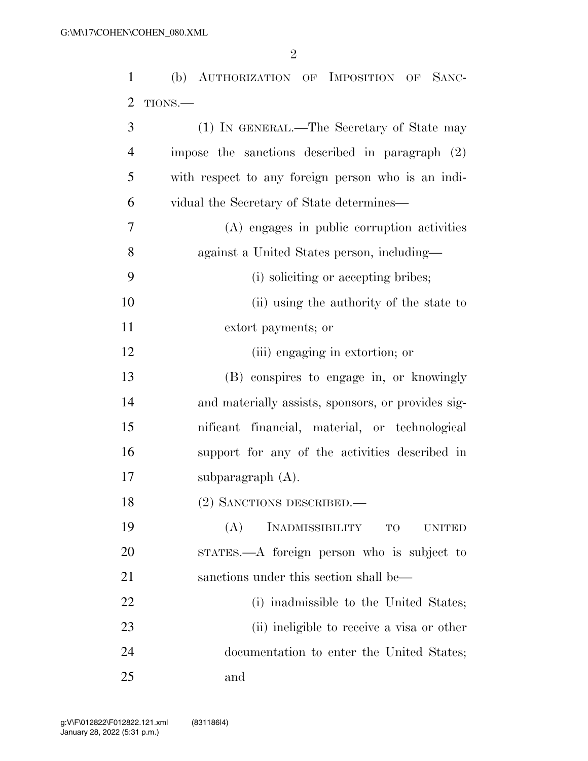(b) AUTHORIZATION OF IMPOSITION OF SANCTIONS.—

(1) IN GENERAL.—The Secretary of State may impose the sanctions described in paragraph (2) with respect to any foreign person who is an individual the Secretary of State determines—

(A) engages in public corruption activities against a United States person, including—

(i) soliciting or accepting bribes;

(ii) using the authority of the state to extort payments; or

(iii) engaging in extortion; or

(B) conspires to engage in, or knowingly and materially assists, sponsors, or provides significant financial, material, or technological support for any of the activities described in subparagraph (A).

(2) SANCTIONS DESCRIBED.—

(A) INADMISSIBILITY TO UNITED STATES.—A foreign person who is subject to sanctions under this section shall be—

(i) inadmissible to the United States;

(ii) ineligible to receive a visa or other documentation to enter the United States; and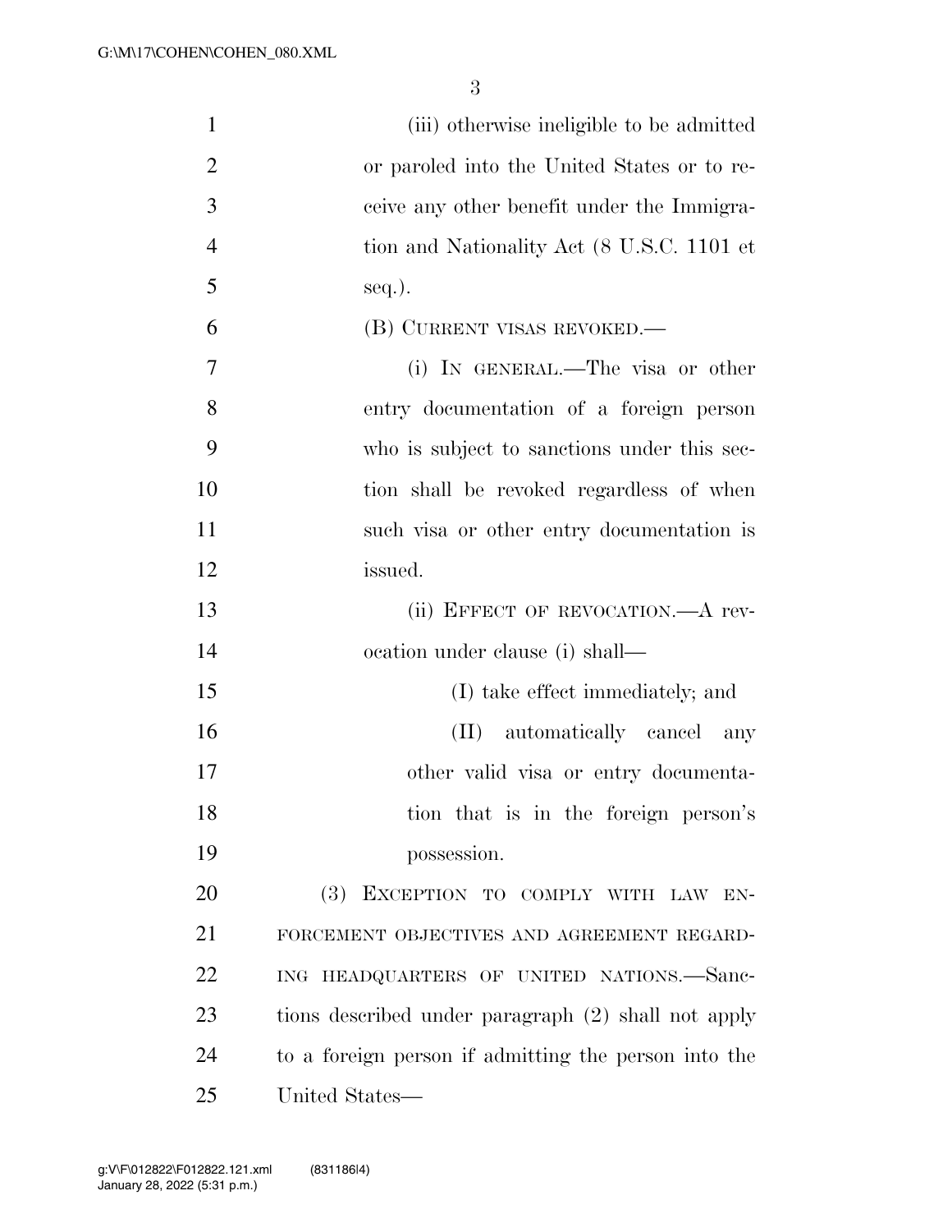(iii) otherwise ineligible to be admitted or paroled into the United States or to receive any other benefit under the Immigration and Nationality Act (8 U.S.C. 1101 et seq.).

(B) CURRENT VISAS REVOKED.—

(i) IN GENERAL.—The visa or other entry documentation of a foreign person who is subject to sanctions under this section shall be revoked regardless of when such visa or other entry documentation is issued.

(ii) EFFECT OF REVOCATION.—A revocation under clause (i) shall—

(I) take effect immediately; and

(II) automatically cancel any other valid visa or entry documentation that is in the foreign person's possession.

(3) EXCEPTION TO COMPLY WITH LAW ENFORCEMENT OBJECTIVES AND AGREEMENT REGARDING HEADQUARTERS OF UNITED NATIONS.—Sanctions described under paragraph (2) shall not apply to a foreign person if admitting the person into the United States—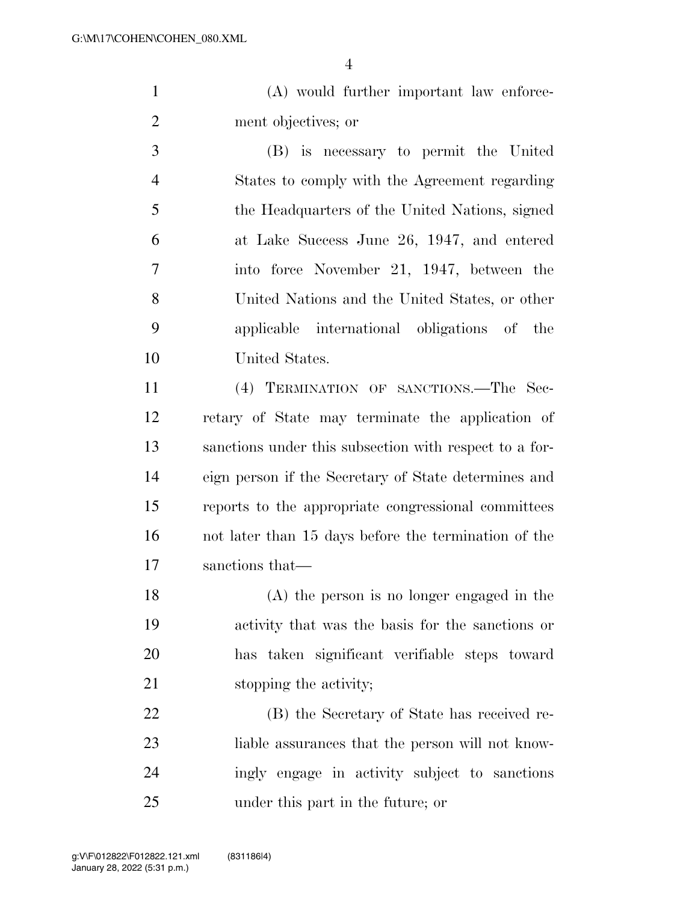(A) would further important law enforcement objectives; or

(B) is necessary to permit the United States to comply with the Agreement regarding the Headquarters of the United Nations, signed at Lake Success June 26, 1947, and entered into force November 21, 1947, between the United Nations and the United States, or other applicable international obligations of the United States.

(4) TERMINATION OF SANCTIONS.—The Secretary of State may terminate the application of sanctions under this subsection with respect to a foreign person if the Secretary of State determines and reports to the appropriate congressional committees not later than 15 days before the termination of the sanctions that—

(A) the person is no longer engaged in the activity that was the basis for the sanctions or has taken significant verifiable steps toward stopping the activity;

(B) the Secretary of State has received reliable assurances that the person will not knowingly engage in activity subject to sanctions under this part in the future; or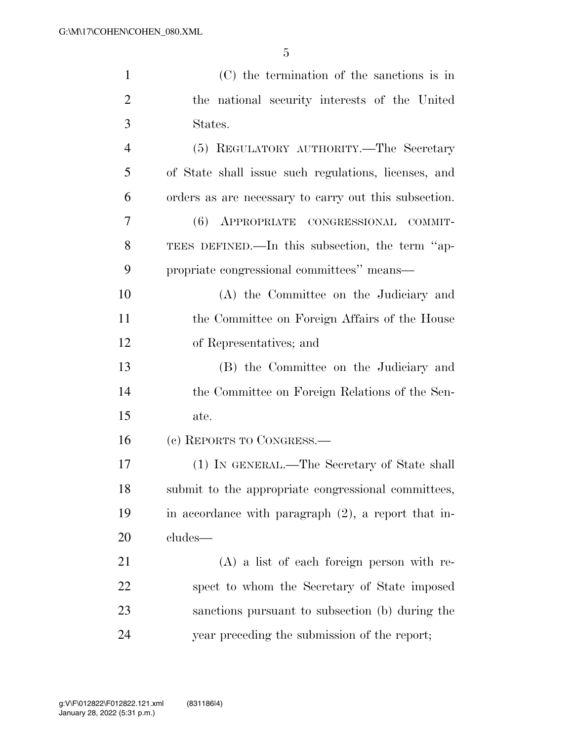(C) the termination of the sanctions is in the national security interests of the United States.

(5) REGULATORY AUTHORITY.—The Secretary of State shall issue such regulations, licenses, and orders as are necessary to carry out this subsection.

(6) APPROPRIATE CONGRESSIONAL COMMITTEES DEFINED.—In this subsection, the term ''appropriate congressional committees'' means—

(A) the Committee on the Judiciary and the Committee on Foreign Affairs of the House of Representatives; and

(B) the Committee on the Judiciary and the Committee on Foreign Relations of the Senate.

(c) REPORTS TO CONGRESS.—

(1) IN GENERAL.—The Secretary of State shall submit to the appropriate congressional committees, in accordance with paragraph (2), a report that includes—

(A) a list of each foreign person with respect to whom the Secretary of State imposed sanctions pursuant to subsection (b) during the year preceding the submission of the report;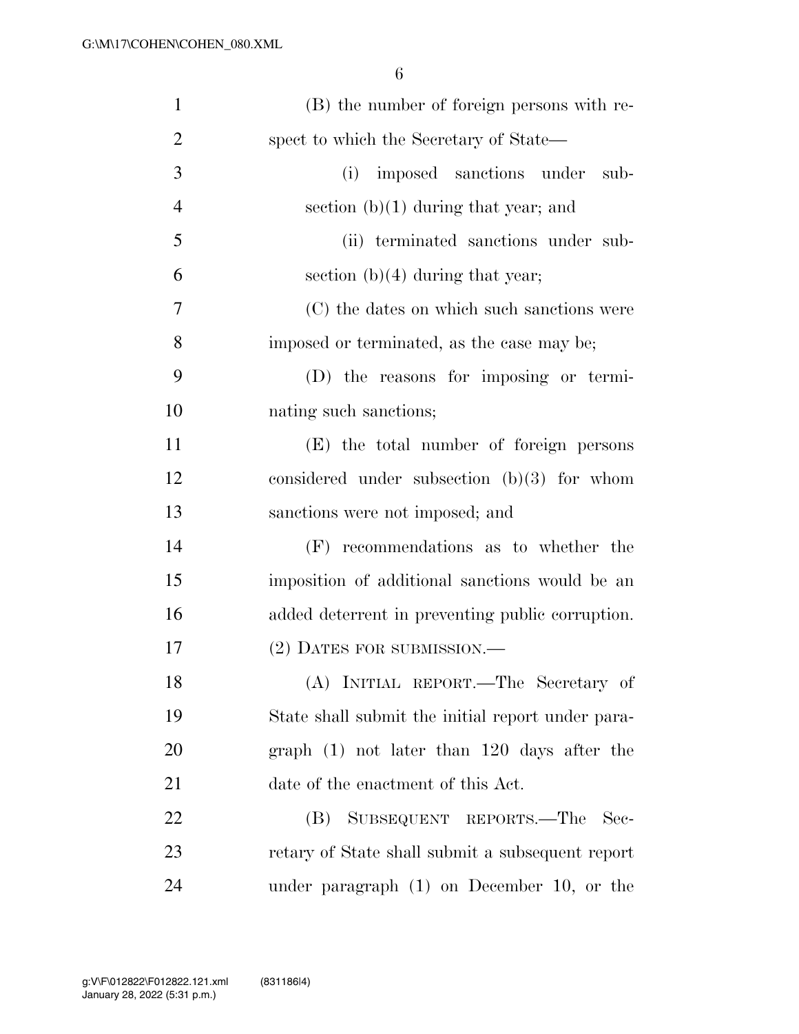(B) the number of foreign persons with respect to which the Secretary of State—

(i) imposed sanctions under subsection (b)(1) during that year; and

(ii) terminated sanctions under subsection (b)(4) during that year;

(C) the dates on which such sanctions were imposed or terminated, as the case may be;

(D) the reasons for imposing or terminating such sanctions;

(E) the total number of foreign persons considered under subsection (b)(3) for whom sanctions were not imposed; and

(F) recommendations as to whether the imposition of additional sanctions would be an added deterrent in preventing public corruption.

(2) DATES FOR SUBMISSION.—

(A) INITIAL REPORT.—The Secretary of State shall submit the initial report under paragraph (1) not later than 120 days after the date of the enactment of this Act.

(B) SUBSEQUENT REPORTS.—The Secretary of State shall submit a subsequent report under paragraph (1) on December 10, or the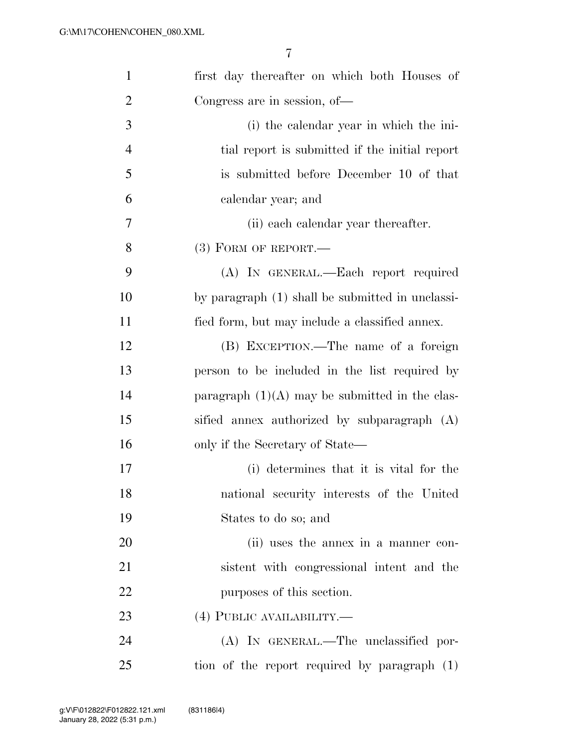first day thereafter on which both Houses of Congress are in session, of—

(i) the calendar year in which the initial report is submitted if the initial report is submitted before December 10 of that calendar year; and

(ii) each calendar year thereafter.

(3) FORM OF REPORT.—

(A) IN GENERAL.—Each report required by paragraph (1) shall be submitted in unclassified form, but may include a classified annex.

(B) EXCEPTION.—The name of a foreign person to be included in the list required by paragraph (1)(A) may be submitted in the classified annex authorized by subparagraph (A) only if the Secretary of State—

(i) determines that it is vital for the national security interests of the United States to do so; and

(ii) uses the annex in a manner consistent with congressional intent and the purposes of this section.

(4) PUBLIC AVAILABILITY.—

(A) IN GENERAL.—The unclassified portion of the report required by paragraph (1)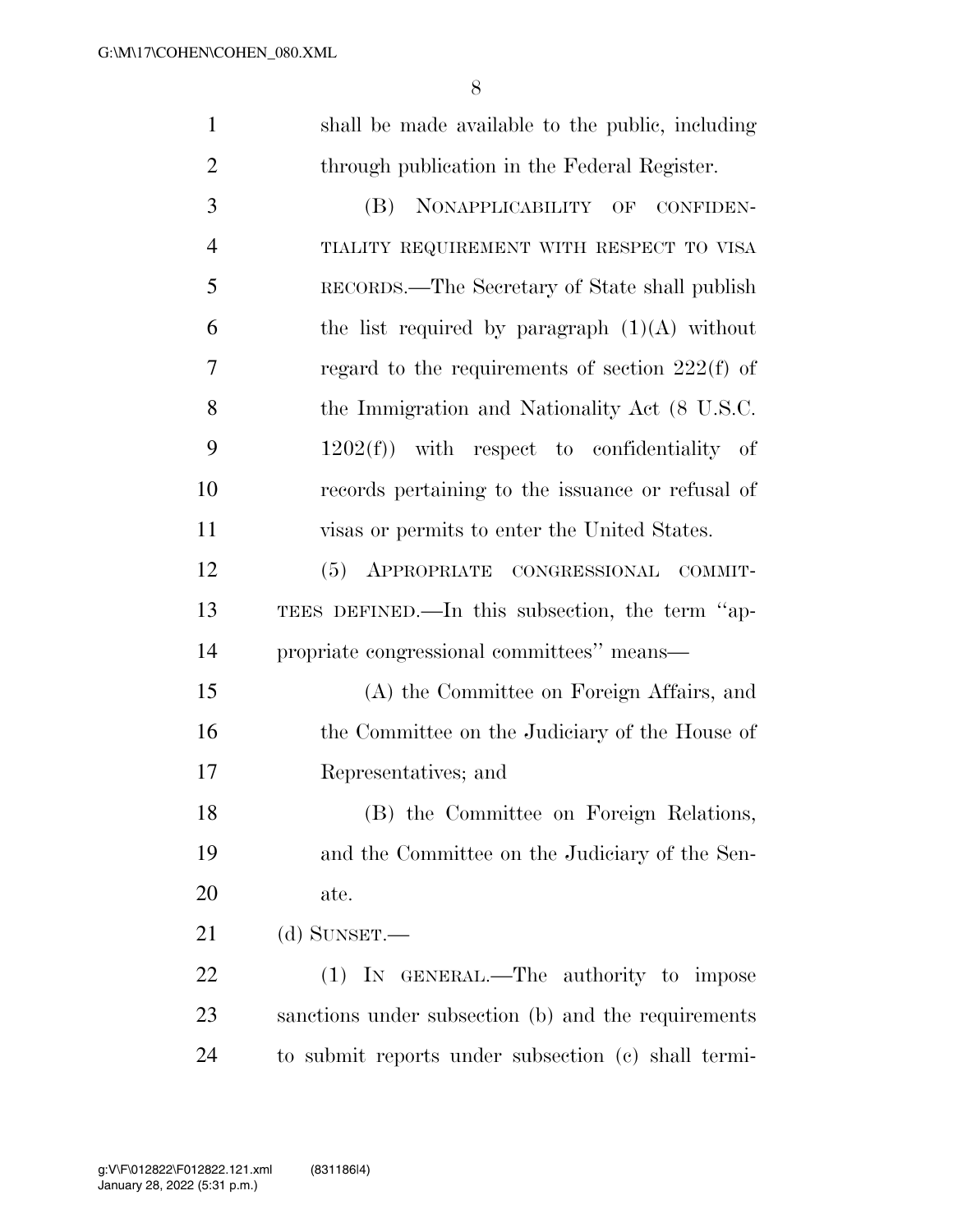shall be made available to the public, including through publication in the Federal Register.

(B) NONAPPLICABILITY OF CONFIDENTIALITY REQUIREMENT WITH RESPECT TO VISA RECORDS.—The Secretary of State shall publish the list required by paragraph (1)(A) without regard to the requirements of section 222(f) of the Immigration and Nationality Act (8 U.S.C. 1202(f)) with respect to confidentiality of records pertaining to the issuance or refusal of visas or permits to enter the United States.

(5) APPROPRIATE CONGRESSIONAL COMMITTEES DEFINED.—In this subsection, the term ''appropriate congressional committees'' means—

(A) the Committee on Foreign Affairs, and the Committee on the Judiciary of the House of Representatives; and

(B) the Committee on Foreign Relations, and the Committee on the Judiciary of the Senate.

(d) SUNSET.—

(1) IN GENERAL.—The authority to impose sanctions under subsection (b) and the requirements to submit reports under subsection (c) shall termi-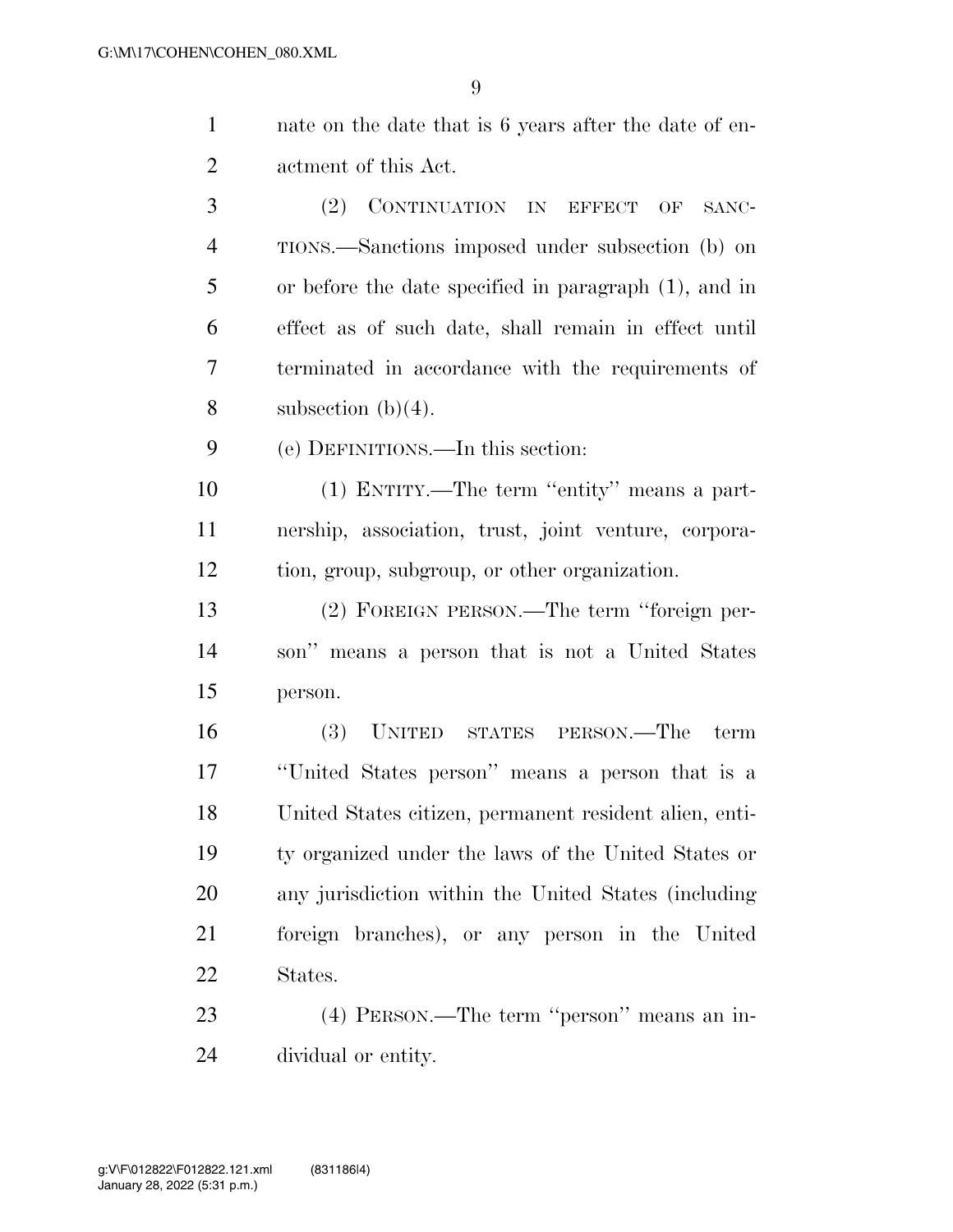nate on the date that is 6 years after the date of enactment of this Act.

(2) CONTINUATION IN EFFECT OF SANCTIONS.—Sanctions imposed under subsection (b) on or before the date specified in paragraph (1), and in effect as of such date, shall remain in effect until terminated in accordance with the requirements of subsection (b)(4).

(e) DEFINITIONS.—In this section:

(1) ENTITY.—The term ''entity'' means a partnership, association, trust, joint venture, corporation, group, subgroup, or other organization.

(2) FOREIGN PERSON.—The term ''foreign person'' means a person that is not a United States person.

(3) UNITED STATES PERSON.—The term ''United States person'' means a person that is a United States citizen, permanent resident alien, entity organized under the laws of the United States or any jurisdiction within the United States (including foreign branches), or any person in the United States.

(4) PERSON.—The term ''person'' means an individual or entity.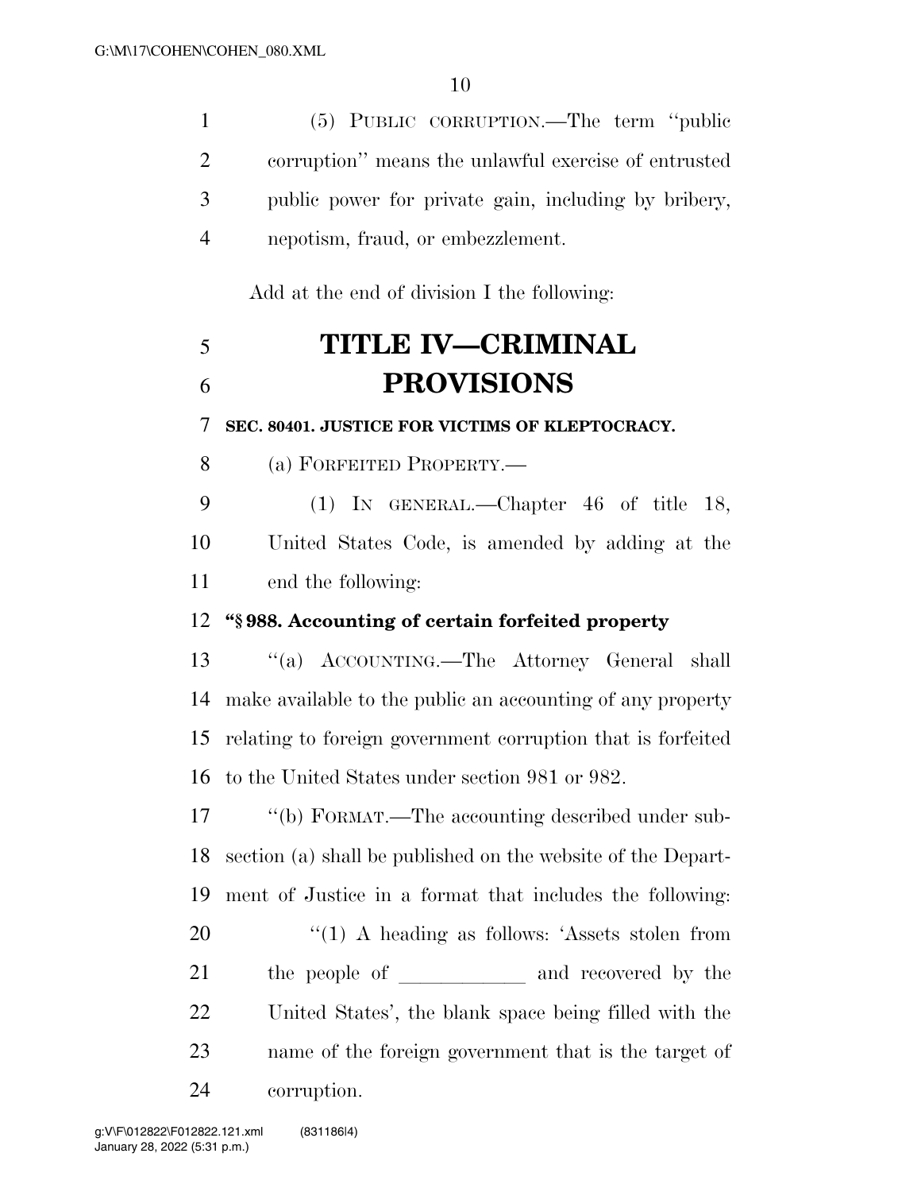(5) PUBLIC CORRUPTION.—The term ''public corruption'' means the unlawful exercise of entrusted public power for private gain, including by bribery, nepotism, fraud, or embezzlement.

Add at the end of division I the following:

# TITLE IV—CRIMINAL PROVISIONS

**SEC. 80401. JUSTICE FOR VICTIMS OF KLEPTOCRACY.**

(a) FORFEITED PROPERTY.—

(1) IN GENERAL.—Chapter 46 of title 18, United States Code, is amended by adding at the end the following:

**''§ 988. Accounting of certain forfeited property**

''(a) ACCOUNTING.—The Attorney General shall make available to the public an accounting of any property relating to foreign government corruption that is forfeited to the United States under section 981 or 982.

''(b) FORMAT.—The accounting described under subsection (a) shall be published on the website of the Department of Justice in a format that includes the following:

''(1) A heading as follows: 'Assets stolen from the people of ____________ and recovered by the United States', the blank space being filled with the name of the foreign government that is the target of corruption.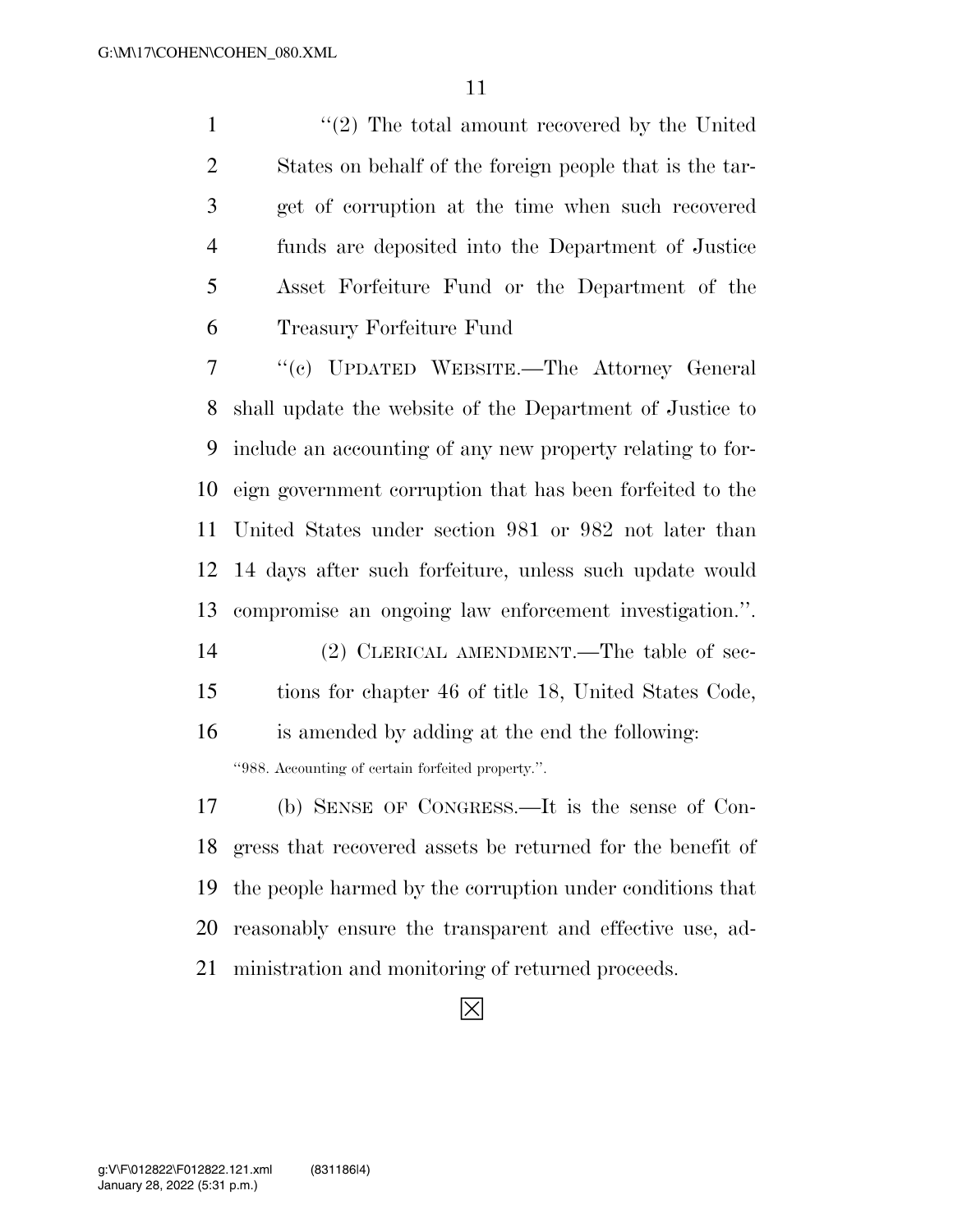"(2) The total amount recovered by the United States on behalf of the foreign people that is the target of corruption at the time when such recovered funds are deposited into the Department of Justice Asset Forfeiture Fund or the Department of the Treasury Forfeiture Fund

"(c) UPDATED WEBSITE.—The Attorney General shall update the website of the Department of Justice to include an accounting of any new property relating to foreign government corruption that has been forfeited to the United States under section 981 or 982 not later than 14 days after such forfeiture, unless such update would compromise an ongoing law enforcement investigation.".

(2) CLERICAL AMENDMENT.—The table of sections for chapter 46 of title 18, United States Code, is amended by adding at the end the following:

"988. Accounting of certain forfeited property.".

(b) SENSE OF CONGRESS.—It is the sense of Congress that recovered assets be returned for the benefit of the people harmed by the corruption under conditions that reasonably ensure the transparent and effective use, administration and monitoring of returned proceeds.